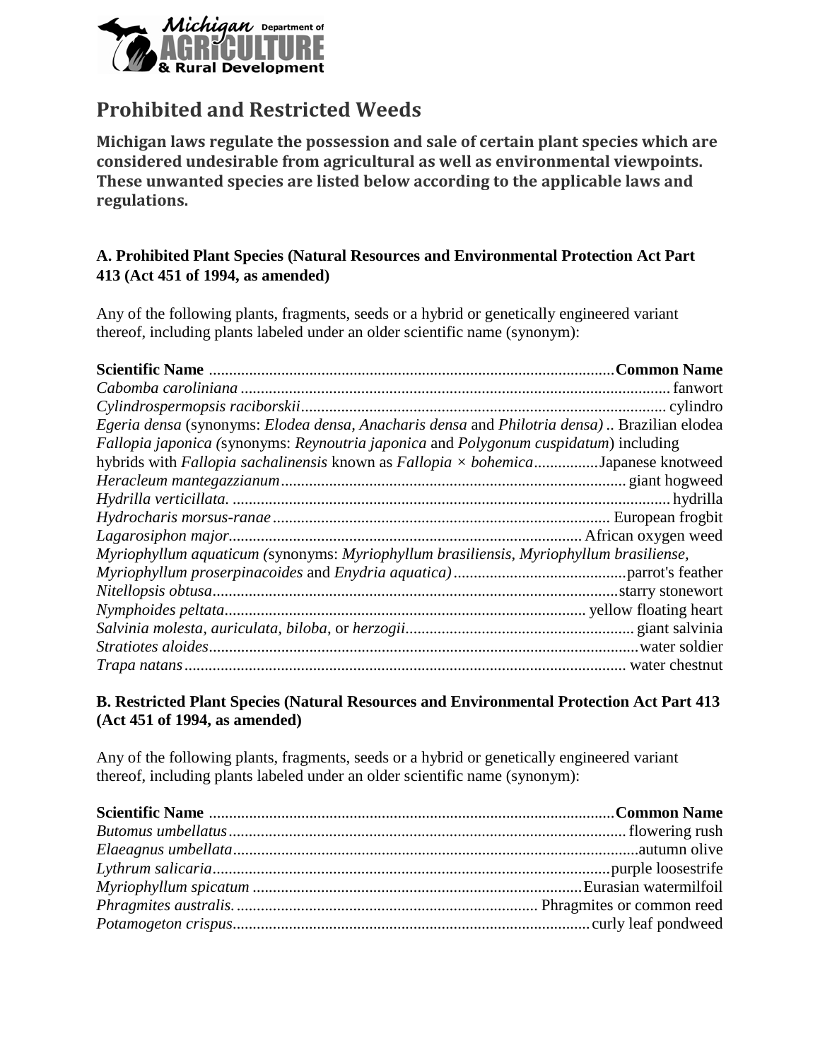Michigan Department of AGRICULTURE & Rural Development

# Prohibited and Restricted Weeds

**Michigan laws regulate the possession and sale of certain plant species which are considered undesirable from agricultural as well as environmental viewpoints. These unwanted species are listed below according to the applicable laws and regulations.**

### A. Prohibited Plant Species (Natural Resources and Environmental Protection Act Part 413 (Act 451 of 1994, as amended)

Any of the following plants, fragments, seeds or a hybrid or genetically engineered variant thereof, including plants labeled under an older scientific name (synonym):

| Scientific Name | Common Name |
|---|---|
| *Cabomba caroliniana* | fanwort |
| *Cylindrospermopsis raciborskii* | cylindro |
| *Egeria densa* (synonyms: *Elodea densa, Anacharis densa* and *Philotria densa)* | Brazilian elodea |
| *Fallopia japonica (*synonyms: *Reynoutria japonica* and *Polygonum cuspidatum*) including hybrids with *Fallopia sachalinensis* known as *Fallopia × bohemica* | Japanese knotweed |
| *Heracleum mantegazzianum* | giant hogweed |
| *Hydrilla verticillata.* | hydrilla |
| *Hydrocharis morsus-ranae* | European frogbit |
| *Lagarosiphon major* | African oxygen weed |
| *Myriophyllum aquaticum (*synonyms: *Myriophyllum brasiliensis, Myriophyllum brasiliense, Myriophyllum proserpinacoides* and *Enydria aquatica)* | parrot's feather |
| *Nitellopsis obtusa* | starry stonewort |
| *Nymphoides peltata* | yellow floating heart |
| *Salvinia molesta, auriculata, biloba*, or *herzogii* | giant salvinia |
| *Stratiotes aloides* | water soldier |
| *Trapa natans* | water chestnut |

### B. Restricted Plant Species (Natural Resources and Environmental Protection Act Part 413 (Act 451 of 1994, as amended)

Any of the following plants, fragments, seeds or a hybrid or genetically engineered variant thereof, including plants labeled under an older scientific name (synonym):

| Scientific Name | Common Name |
|---|---|
| *Butomus umbellatus* | flowering rush |
| *Elaeagnus umbellata* | autumn olive |
| *Lythrum salicaria* | purple loosestrife |
| *Myriophyllum spicatum* | Eurasian watermilfoil |
| *Phragmites australis.* | Phragmites or common reed |
| *Potamogeton crispus* | curly leaf pondweed |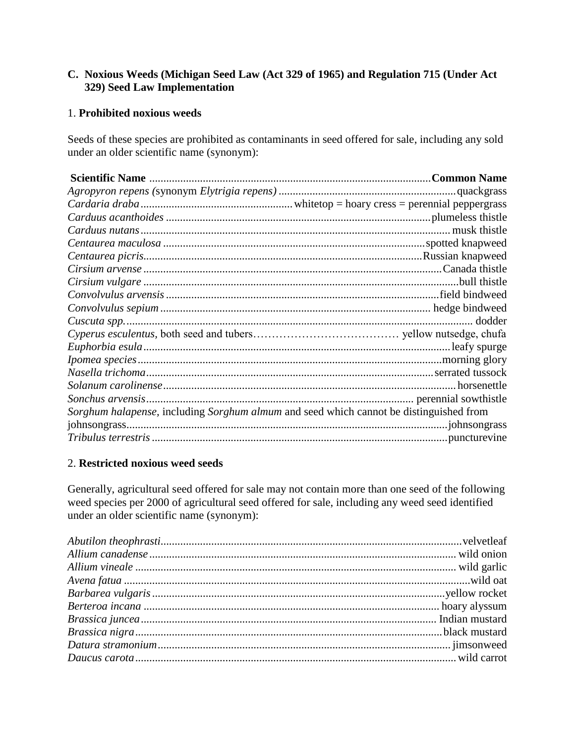### C. Noxious Weeds (Michigan Seed Law (Act 329 of 1965) and Regulation 715 (Under Act 329) Seed Law Implementation

1. **Prohibited noxious weeds**

Seeds of these species are prohibited as contaminants in seed offered for sale, including any sold under an older scientific name (synonym):

| Scientific Name | Common Name |
|---|---|
| *Agropyron repens (*synonym *Elytrigia repens)* | quackgrass |
| *Cardaria draba* | whitetop = hoary cress = perennial peppergrass |
| *Carduus acanthoides* | plumeless thistle |
| *Carduus nutans* | musk thistle |
| *Centaurea maculosa* | spotted knapweed |
| *Centaurea picris* | Russian knapweed |
| *Cirsium arvense* | Canada thistle |
| *Cirsium vulgare* | bull thistle |
| *Convolvulus arvensis* | field bindweed |
| *Convolvulus sepium* | hedge bindweed |
| *Cuscuta spp.* | dodder |
| *Cyperus esculentus,* both seed and tubers | yellow nutsedge, chufa |
| *Euphorbia esula* | leafy spurge |
| *Ipomea species* | morning glory |
| *Nasella trichoma* | serrated tussock |
| *Solanum carolinense* | horsenettle |
| *Sonchus arvensis* | perennial sowthistle |
| *Sorghum halapense,* including *Sorghum almum* and seed which cannot be distinguished from johnsongrass | johnsongrass |
| *Tribulus terrestris* | puncturevine |

2. **Restricted noxious weed seeds**

Generally, agricultural seed offered for sale may not contain more than one seed of the following weed species per 2000 of agricultural seed offered for sale, including any weed seed identified under an older scientific name (synonym):

| Scientific Name | Common Name |
|---|---|
| *Abutilon theophrasti* | velvetleaf |
| *Allium canadense* | wild onion |
| *Allium vineale* | wild garlic |
| *Avena fatua* | wild oat |
| *Barbarea vulgaris* | yellow rocket |
| *Berteroa incana* | hoary alyssum |
| *Brassica juncea* | Indian mustard |
| *Brassica nigra* | black mustard |
| *Datura stramonium* | jimsonweed |
| *Daucus carota* | wild carrot |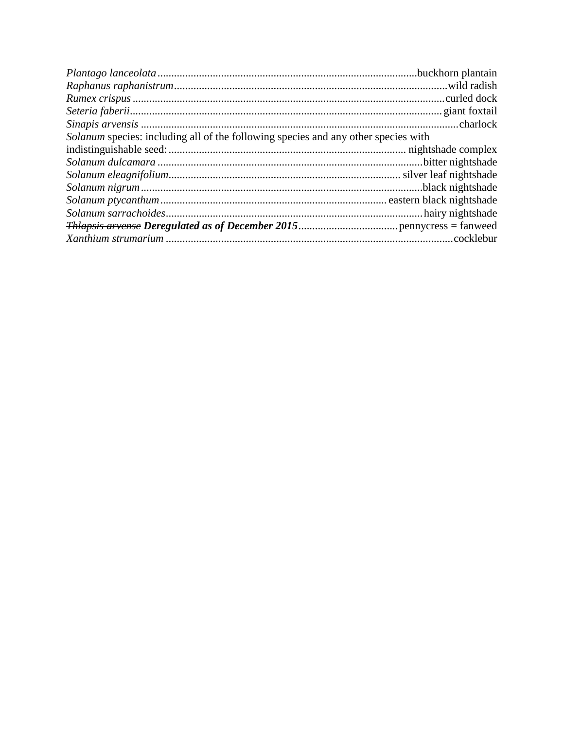*Plantago lanceolata*............................................................................................buckhorn plantain
*Raphanus raphanistrum*..................................................................................................wild radish
*Rumex crispus*................................................................................................................curled dock
*Seteria faberii*................................................................................................................giant foxtail
*Sinapis arvensis*.................................................................................................................charlock
*Solanum* species: including all of the following species and any other species with indistinguishable seed:..................................................................................... nightshade complex
*Solanum dulcamara*..............................................................................................bitter nightshade
*Solanum eleagnifolium*.................................................................................... silver leaf nightshade
*Solanum nigrum*.....................................................................................................black nightshade
*Solanum ptycanthum*................................................................................ eastern black nightshade
*Solanum sarrachoides*............................................................................................hairy nightshade
~~*Thlapsis arvense*~~ ***Deregulated as of December 2015***....................................pennycress = fanweed
*Xanthium strumarium*.......................................................................................................cocklebur